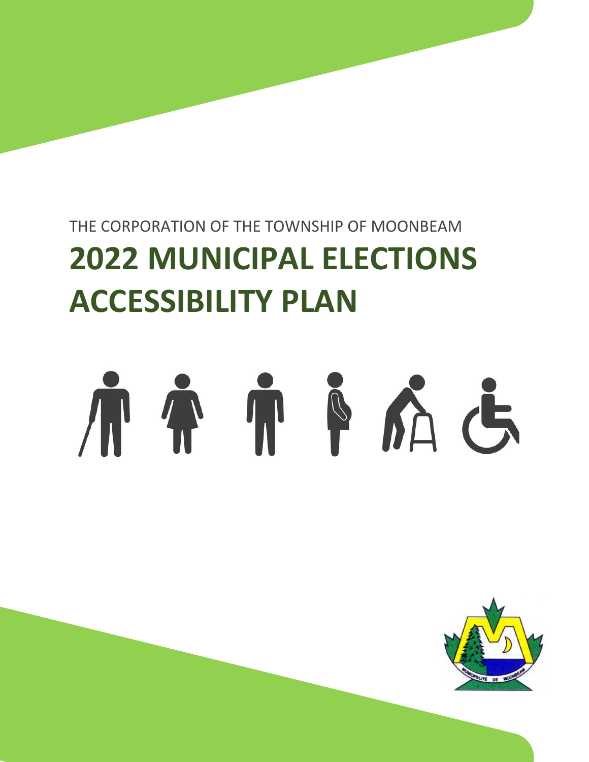THE CORPORATION OF THE TOWNSHIP OF MOONBEAM

# 2022 MUNICIPAL ELECTIONS ACCESSIBILITY PLAN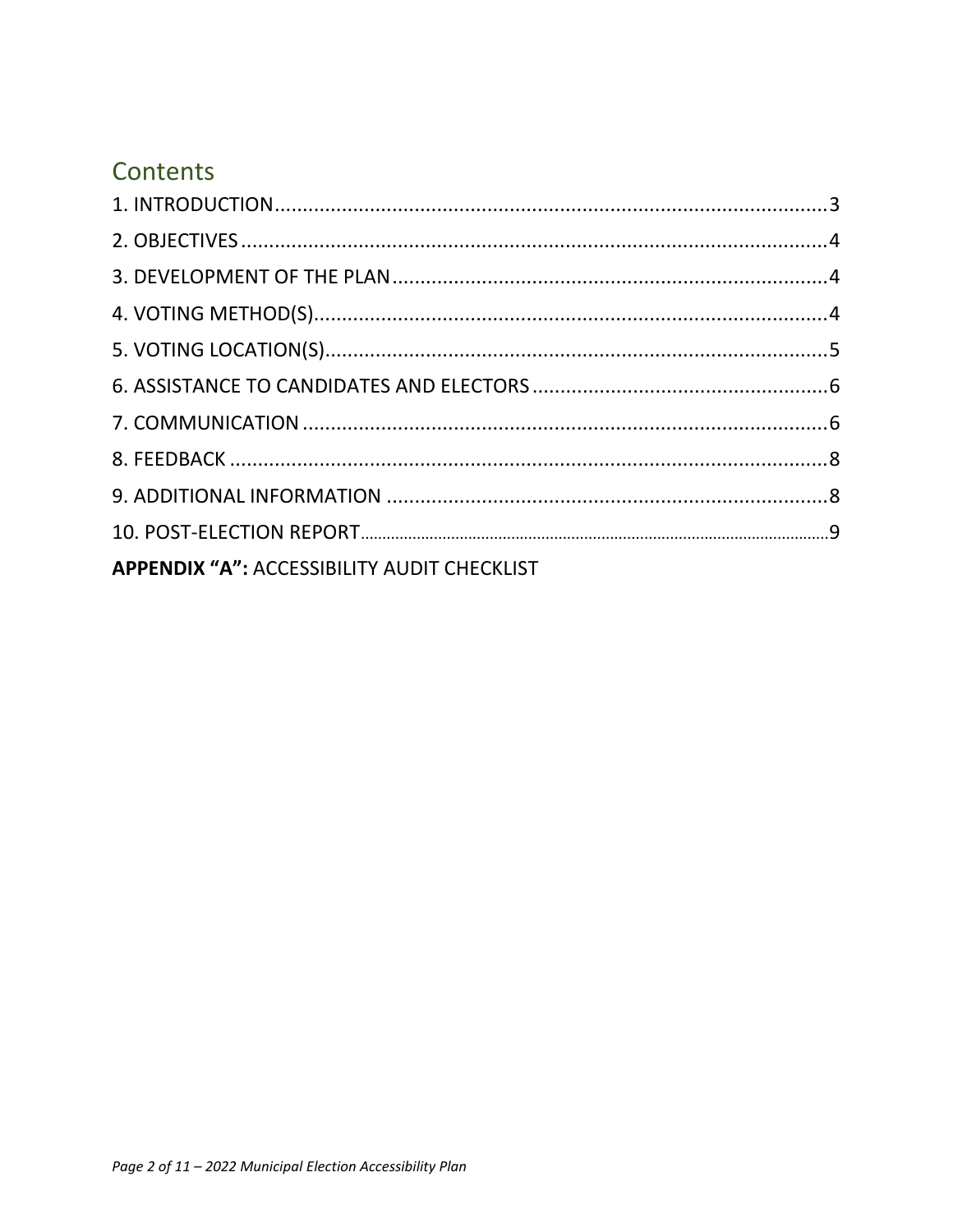## Contents

1. INTRODUCTION .................................................................................................. 3
2. OBJECTIVES ...................................................................................................... 4
3. DEVELOPMENT OF THE PLAN ........................................................................... 4
4. VOTING METHOD(S) ......................................................................................... 4
5. VOTING LOCATION(S) ........................................................................................ 5
6. ASSISTANCE TO CANDIDATES AND ELECTORS .................................................. 6
7. COMMUNICATION ............................................................................................ 6
8. FEEDBACK ......................................................................................................... 8
9. ADDITIONAL INFORMATION ............................................................................. 8
10. POST-ELECTION REPORT .................................................................................. 9

**APPENDIX "A":** ACCESSIBILITY AUDIT CHECKLIST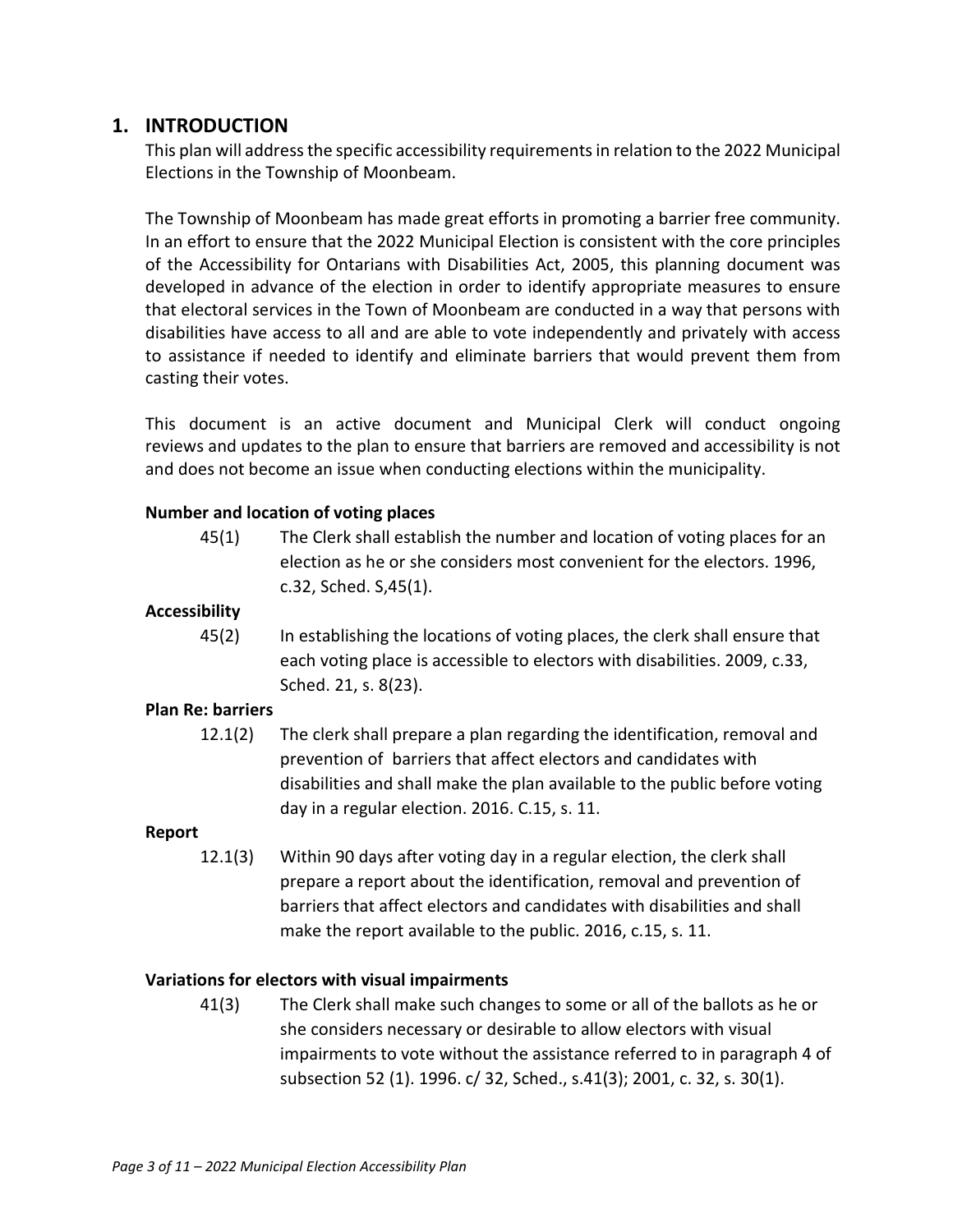## 1. INTRODUCTION

This plan will address the specific accessibility requirements in relation to the 2022 Municipal Elections in the Township of Moonbeam.

The Township of Moonbeam has made great efforts in promoting a barrier free community. In an effort to ensure that the 2022 Municipal Election is consistent with the core principles of the Accessibility for Ontarians with Disabilities Act, 2005, this planning document was developed in advance of the election in order to identify appropriate measures to ensure that electoral services in the Town of Moonbeam are conducted in a way that persons with disabilities have access to all and are able to vote independently and privately with access to assistance if needed to identify and eliminate barriers that would prevent them from casting their votes.

This document is an active document and Municipal Clerk will conduct ongoing reviews and updates to the plan to ensure that barriers are removed and accessibility is not and does not become an issue when conducting elections within the municipality.

**Number and location of voting places**

45(1) The Clerk shall establish the number and location of voting places for an election as he or she considers most convenient for the electors. 1996, c.32, Sched. S,45(1).

**Accessibility**

45(2) In establishing the locations of voting places, the clerk shall ensure that each voting place is accessible to electors with disabilities. 2009, c.33, Sched. 21, s. 8(23).

**Plan Re: barriers**

12.1(2) The clerk shall prepare a plan regarding the identification, removal and prevention of barriers that affect electors and candidates with disabilities and shall make the plan available to the public before voting day in a regular election. 2016. C.15, s. 11.

**Report**

12.1(3) Within 90 days after voting day in a regular election, the clerk shall prepare a report about the identification, removal and prevention of barriers that affect electors and candidates with disabilities and shall make the report available to the public. 2016, c.15, s. 11.

**Variations for electors with visual impairments**

41(3) The Clerk shall make such changes to some or all of the ballots as he or she considers necessary or desirable to allow electors with visual impairments to vote without the assistance referred to in paragraph 4 of subsection 52 (1). 1996. c/ 32, Sched., s.41(3); 2001, c. 32, s. 30(1).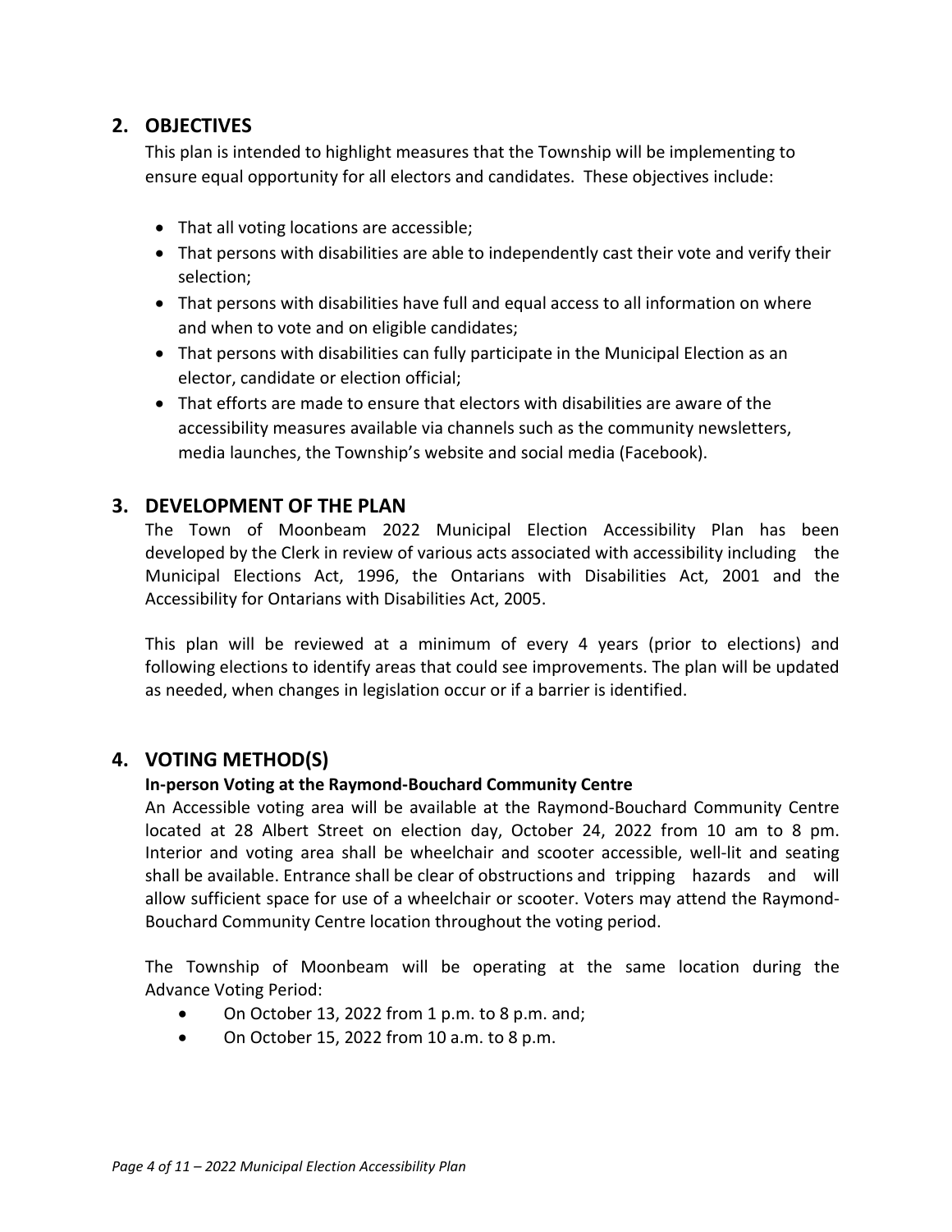## 2. OBJECTIVES

This plan is intended to highlight measures that the Township will be implementing to ensure equal opportunity for all electors and candidates. These objectives include:

- That all voting locations are accessible;
- That persons with disabilities are able to independently cast their vote and verify their selection;
- That persons with disabilities have full and equal access to all information on where and when to vote and on eligible candidates;
- That persons with disabilities can fully participate in the Municipal Election as an elector, candidate or election official;
- That efforts are made to ensure that electors with disabilities are aware of the accessibility measures available via channels such as the community newsletters, media launches, the Township's website and social media (Facebook).

## 3. DEVELOPMENT OF THE PLAN

The Town of Moonbeam 2022 Municipal Election Accessibility Plan has been developed by the Clerk in review of various acts associated with accessibility including the Municipal Elections Act, 1996, the Ontarians with Disabilities Act, 2001 and the Accessibility for Ontarians with Disabilities Act, 2005.

This plan will be reviewed at a minimum of every 4 years (prior to elections) and following elections to identify areas that could see improvements. The plan will be updated as needed, when changes in legislation occur or if a barrier is identified.

## 4. VOTING METHOD(S)

**In-person Voting at the Raymond-Bouchard Community Centre**

An Accessible voting area will be available at the Raymond-Bouchard Community Centre located at 28 Albert Street on election day, October 24, 2022 from 10 am to 8 pm. Interior and voting area shall be wheelchair and scooter accessible, well-lit and seating shall be available. Entrance shall be clear of obstructions and tripping hazards and will allow sufficient space for use of a wheelchair or scooter. Voters may attend the Raymond-Bouchard Community Centre location throughout the voting period.

The Township of Moonbeam will be operating at the same location during the Advance Voting Period:

- On October 13, 2022 from 1 p.m. to 8 p.m. and;
- On October 15, 2022 from 10 a.m. to 8 p.m.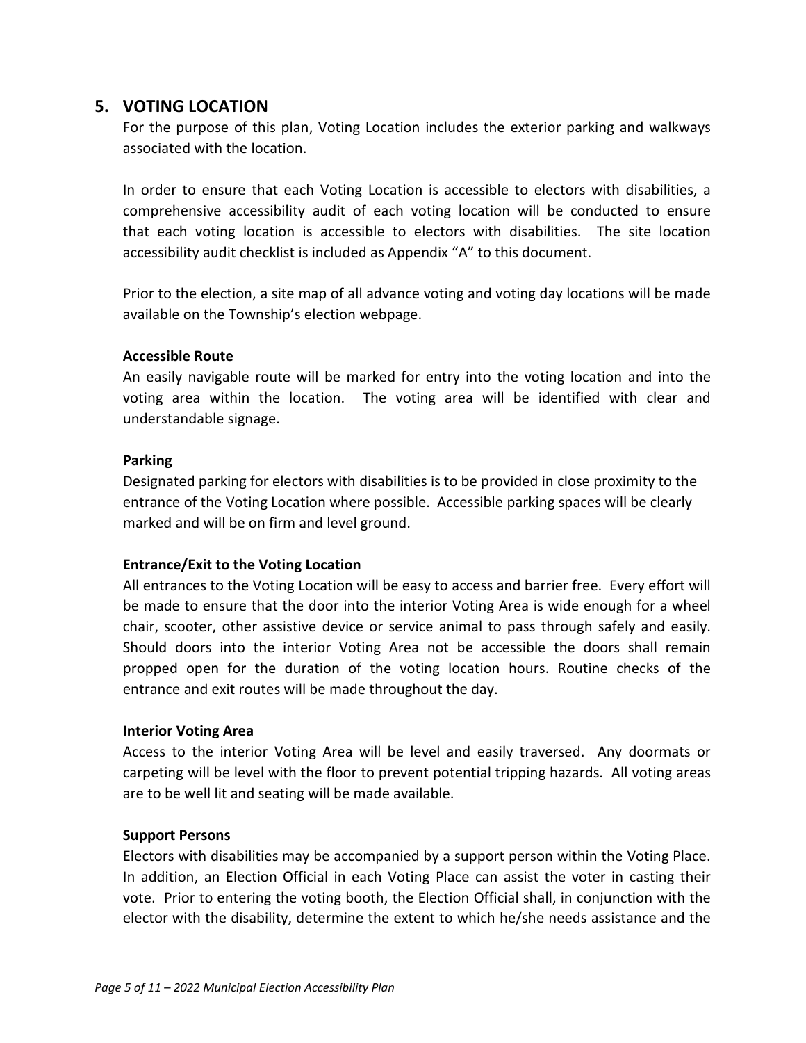## 5. VOTING LOCATION

For the purpose of this plan, Voting Location includes the exterior parking and walkways associated with the location.

In order to ensure that each Voting Location is accessible to electors with disabilities, a comprehensive accessibility audit of each voting location will be conducted to ensure that each voting location is accessible to electors with disabilities. The site location accessibility audit checklist is included as Appendix "A" to this document.

Prior to the election, a site map of all advance voting and voting day locations will be made available on the Township's election webpage.

**Accessible Route**

An easily navigable route will be marked for entry into the voting location and into the voting area within the location. The voting area will be identified with clear and understandable signage.

**Parking**

Designated parking for electors with disabilities is to be provided in close proximity to the entrance of the Voting Location where possible. Accessible parking spaces will be clearly marked and will be on firm and level ground.

**Entrance/Exit to the Voting Location**

All entrances to the Voting Location will be easy to access and barrier free. Every effort will be made to ensure that the door into the interior Voting Area is wide enough for a wheel chair, scooter, other assistive device or service animal to pass through safely and easily. Should doors into the interior Voting Area not be accessible the doors shall remain propped open for the duration of the voting location hours. Routine checks of the entrance and exit routes will be made throughout the day.

**Interior Voting Area**

Access to the interior Voting Area will be level and easily traversed. Any doormats or carpeting will be level with the floor to prevent potential tripping hazards. All voting areas are to be well lit and seating will be made available.

**Support Persons**

Electors with disabilities may be accompanied by a support person within the Voting Place. In addition, an Election Official in each Voting Place can assist the voter in casting their vote. Prior to entering the voting booth, the Election Official shall, in conjunction with the elector with the disability, determine the extent to which he/she needs assistance and the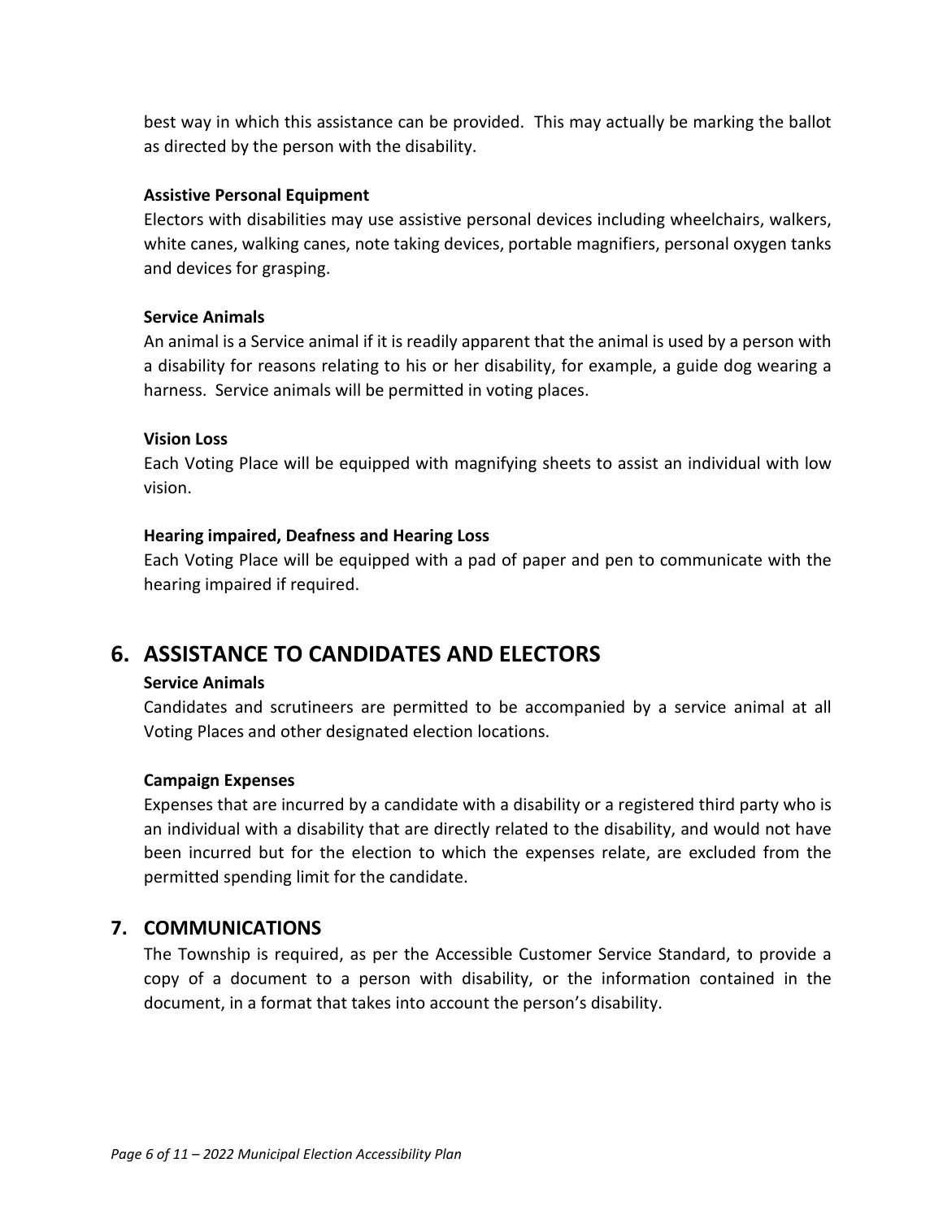best way in which this assistance can be provided. This may actually be marking the ballot as directed by the person with the disability.

**Assistive Personal Equipment**

Electors with disabilities may use assistive personal devices including wheelchairs, walkers, white canes, walking canes, note taking devices, portable magnifiers, personal oxygen tanks and devices for grasping.

**Service Animals**

An animal is a Service animal if it is readily apparent that the animal is used by a person with a disability for reasons relating to his or her disability, for example, a guide dog wearing a harness. Service animals will be permitted in voting places.

**Vision Loss**

Each Voting Place will be equipped with magnifying sheets to assist an individual with low vision.

**Hearing impaired, Deafness and Hearing Loss**

Each Voting Place will be equipped with a pad of paper and pen to communicate with the hearing impaired if required.

## 6. ASSISTANCE TO CANDIDATES AND ELECTORS

**Service Animals**

Candidates and scrutineers are permitted to be accompanied by a service animal at all Voting Places and other designated election locations.

**Campaign Expenses**

Expenses that are incurred by a candidate with a disability or a registered third party who is an individual with a disability that are directly related to the disability, and would not have been incurred but for the election to which the expenses relate, are excluded from the permitted spending limit for the candidate.

## 7. COMMUNICATIONS

The Township is required, as per the Accessible Customer Service Standard, to provide a copy of a document to a person with disability, or the information contained in the document, in a format that takes into account the person's disability.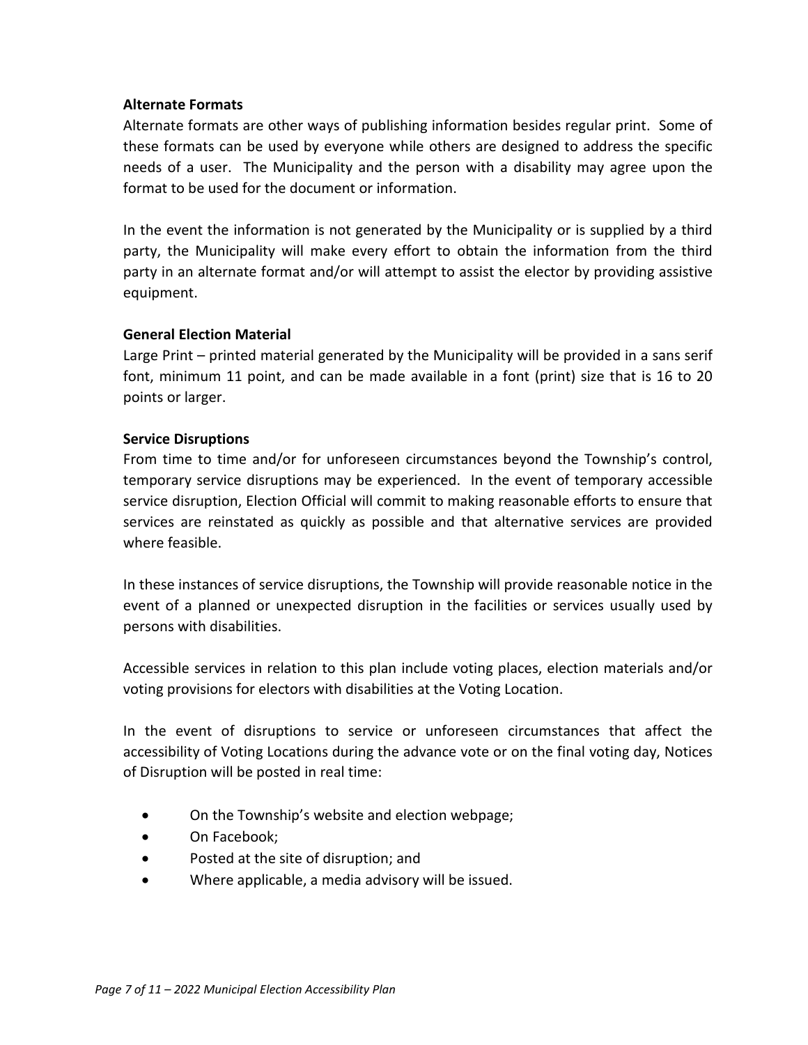**Alternate Formats**

Alternate formats are other ways of publishing information besides regular print. Some of these formats can be used by everyone while others are designed to address the specific needs of a user. The Municipality and the person with a disability may agree upon the format to be used for the document or information.

In the event the information is not generated by the Municipality or is supplied by a third party, the Municipality will make every effort to obtain the information from the third party in an alternate format and/or will attempt to assist the elector by providing assistive equipment.

**General Election Material**

Large Print – printed material generated by the Municipality will be provided in a sans serif font, minimum 11 point, and can be made available in a font (print) size that is 16 to 20 points or larger.

**Service Disruptions**

From time to time and/or for unforeseen circumstances beyond the Township's control, temporary service disruptions may be experienced. In the event of temporary accessible service disruption, Election Official will commit to making reasonable efforts to ensure that services are reinstated as quickly as possible and that alternative services are provided where feasible.

In these instances of service disruptions, the Township will provide reasonable notice in the event of a planned or unexpected disruption in the facilities or services usually used by persons with disabilities.

Accessible services in relation to this plan include voting places, election materials and/or voting provisions for electors with disabilities at the Voting Location.

In the event of disruptions to service or unforeseen circumstances that affect the accessibility of Voting Locations during the advance vote or on the final voting day, Notices of Disruption will be posted in real time:

- On the Township's website and election webpage;
- On Facebook;
- Posted at the site of disruption; and
- Where applicable, a media advisory will be issued.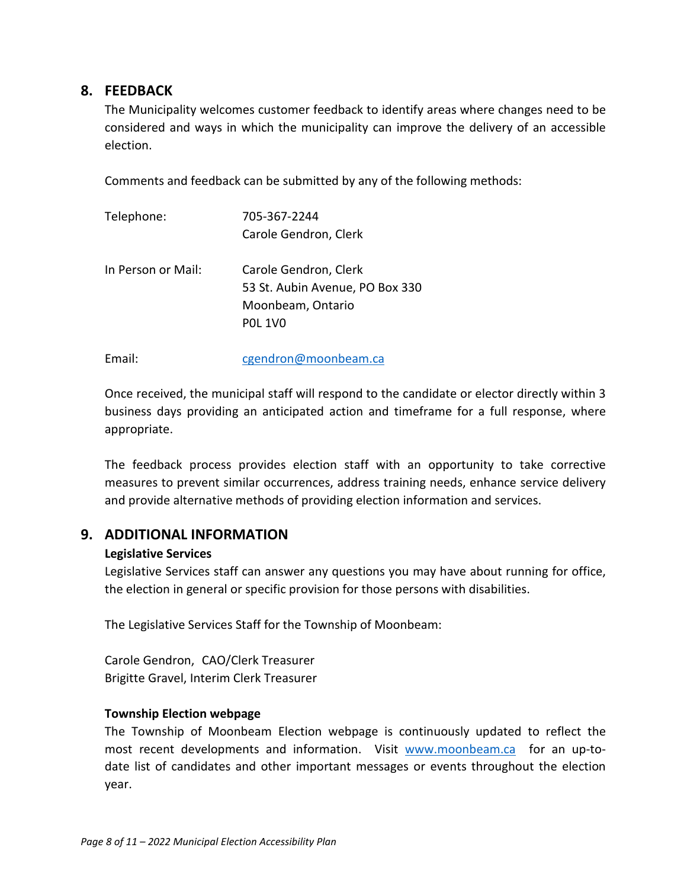## 8. FEEDBACK

The Municipality welcomes customer feedback to identify areas where changes need to be considered and ways in which the municipality can improve the delivery of an accessible election.

Comments and feedback can be submitted by any of the following methods:

| | |
|---|---|
| Telephone: | 705-367-2244<br>Carole Gendron, Clerk |
| In Person or Mail: | Carole Gendron, Clerk<br>53 St. Aubin Avenue, PO Box 330<br>Moonbeam, Ontario<br>P0L 1V0 |
| Email: | cgendron@moonbeam.ca |

Once received, the municipal staff will respond to the candidate or elector directly within 3 business days providing an anticipated action and timeframe for a full response, where appropriate.

The feedback process provides election staff with an opportunity to take corrective measures to prevent similar occurrences, address training needs, enhance service delivery and provide alternative methods of providing election information and services.

## 9. ADDITIONAL INFORMATION

**Legislative Services**

Legislative Services staff can answer any questions you may have about running for office, the election in general or specific provision for those persons with disabilities.

The Legislative Services Staff for the Township of Moonbeam:

Carole Gendron, CAO/Clerk Treasurer
Brigitte Gravel, Interim Clerk Treasurer

**Township Election webpage**

The Township of Moonbeam Election webpage is continuously updated to reflect the most recent developments and information. Visit www.moonbeam.ca for an up-to-date list of candidates and other important messages or events throughout the election year.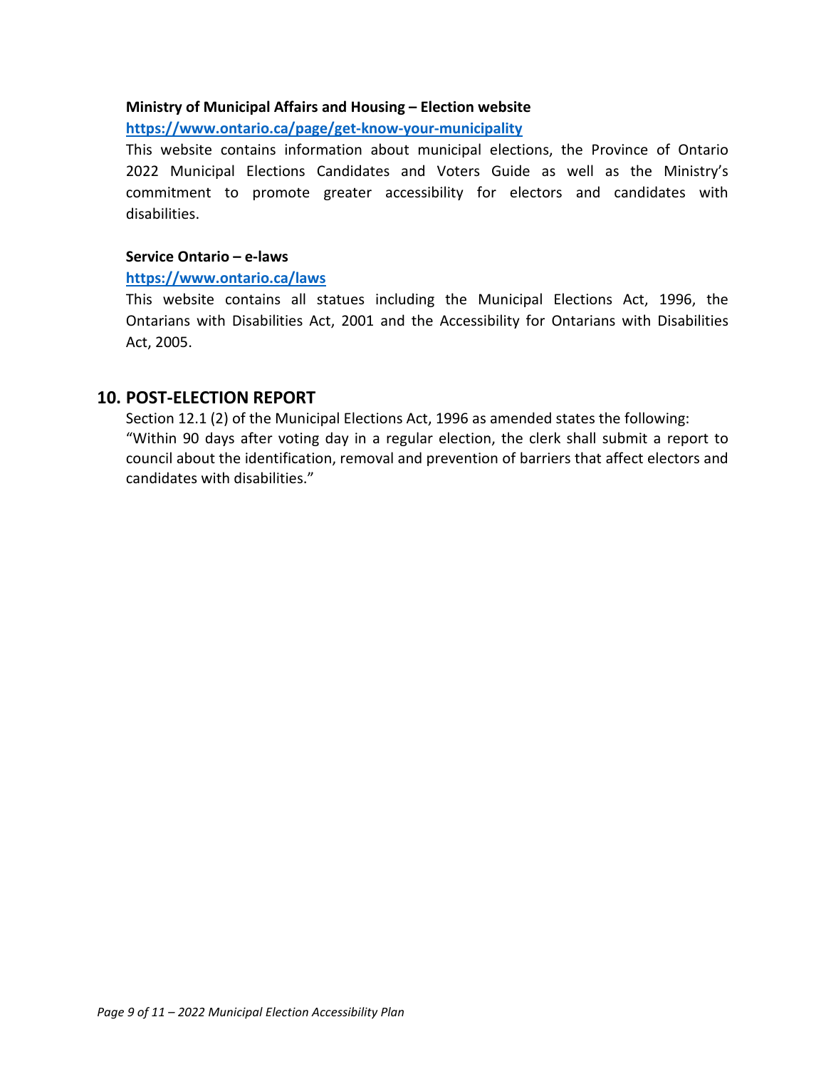**Ministry of Municipal Affairs and Housing – Election website**

**https://www.ontario.ca/page/get-know-your-municipality**

This website contains information about municipal elections, the Province of Ontario 2022 Municipal Elections Candidates and Voters Guide as well as the Ministry's commitment to promote greater accessibility for electors and candidates with disabilities.

**Service Ontario – e-laws**

**https://www.ontario.ca/laws**

This website contains all statues including the Municipal Elections Act, 1996, the Ontarians with Disabilities Act, 2001 and the Accessibility for Ontarians with Disabilities Act, 2005.

## 10. POST-ELECTION REPORT

Section 12.1 (2) of the Municipal Elections Act, 1996 as amended states the following:
"Within 90 days after voting day in a regular election, the clerk shall submit a report to council about the identification, removal and prevention of barriers that affect electors and candidates with disabilities."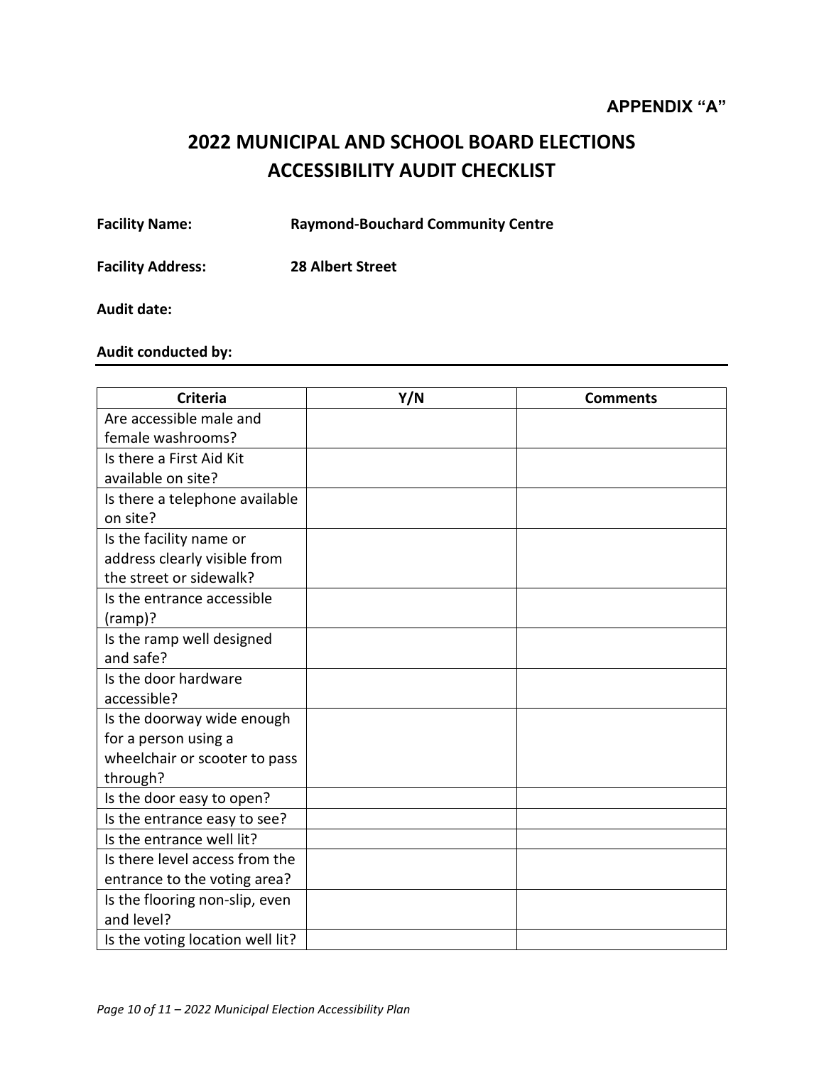**APPENDIX "A"**

# 2022 MUNICIPAL AND SCHOOL BOARD ELECTIONS ACCESSIBILITY AUDIT CHECKLIST

**Facility Name:** **Raymond-Bouchard Community Centre**

**Facility Address:** **28 Albert Street**

**Audit date:**

**Audit conducted by:**

| Criteria | Y/N | Comments |
|---|---|---|
| Are accessible male and female washrooms? | | |
| Is there a First Aid Kit available on site? | | |
| Is there a telephone available on site? | | |
| Is the facility name or address clearly visible from the street or sidewalk? | | |
| Is the entrance accessible (ramp)? | | |
| Is the ramp well designed and safe? | | |
| Is the door hardware accessible? | | |
| Is the doorway wide enough for a person using a wheelchair or scooter to pass through? | | |
| Is the door easy to open? | | |
| Is the entrance easy to see? | | |
| Is the entrance well lit? | | |
| Is there level access from the entrance to the voting area? | | |
| Is the flooring non-slip, even and level? | | |
| Is the voting location well lit? | | |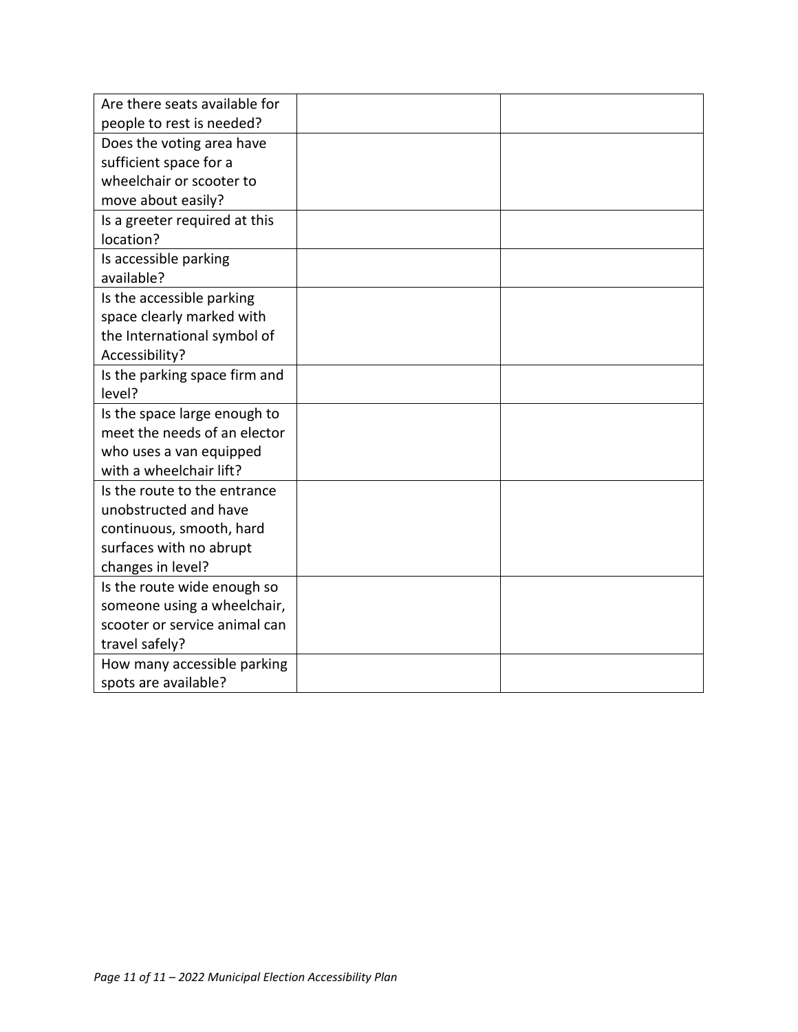| | | |
|---|---|---|
| Are there seats available for people to rest is needed? | | |
| Does the voting area have sufficient space for a wheelchair or scooter to move about easily? | | |
| Is a greeter required at this location? | | |
| Is accessible parking available? | | |
| Is the accessible parking space clearly marked with the International symbol of Accessibility? | | |
| Is the parking space firm and level? | | |
| Is the space large enough to meet the needs of an elector who uses a van equipped with a wheelchair lift? | | |
| Is the route to the entrance unobstructed and have continuous, smooth, hard surfaces with no abrupt changes in level? | | |
| Is the route wide enough so someone using a wheelchair, scooter or service animal can travel safely? | | |
| How many accessible parking spots are available? | | |